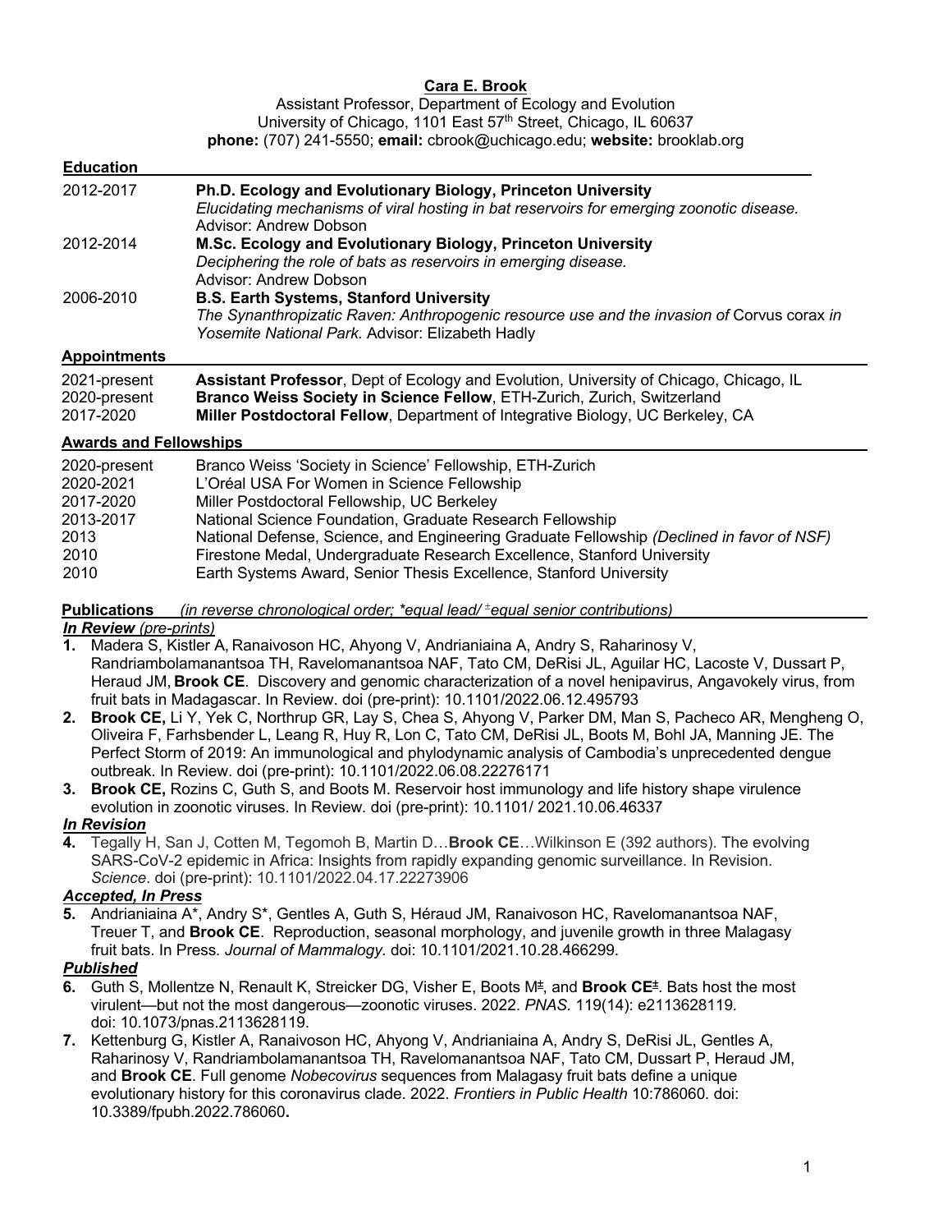# Cara E. Brook

Assistant Professor, Department of Ecology and Evolution
University of Chicago, 1101 East 57th Street, Chicago, IL 60637
**phone:** (707) 241-5550; **email:** cbrook@uchicago.edu; **website:** brooklab.org

## Education

| | |
|---|---|
| 2012-2017 | **Ph.D. Ecology and Evolutionary Biology, Princeton University**<br>*Elucidating mechanisms of viral hosting in bat reservoirs for emerging zoonotic disease.*<br>Advisor: Andrew Dobson |
| 2012-2014 | **M.Sc. Ecology and Evolutionary Biology, Princeton University**<br>*Deciphering the role of bats as reservoirs in emerging disease.*<br>Advisor: Andrew Dobson |
| 2006-2010 | **B.S. Earth Systems, Stanford University**<br>*The Synanthropizatic Raven: Anthropogenic resource use and the invasion of* Corvus corax *in Yosemite National Park.* Advisor: Elizabeth Hadly |

## Appointments

| | |
|---|---|
| 2021-present | **Assistant Professor**, Dept of Ecology and Evolution, University of Chicago, Chicago, IL |
| 2020-present | **Branco Weiss Society in Science Fellow**, ETH-Zurich, Zurich, Switzerland |
| 2017-2020 | **Miller Postdoctoral Fellow**, Department of Integrative Biology, UC Berkeley, CA |

## Awards and Fellowships

| | |
|---|---|
| 2020-present | Branco Weiss 'Society in Science' Fellowship, ETH-Zurich |
| 2020-2021 | L'Oréal USA For Women in Science Fellowship |
| 2017-2020 | Miller Postdoctoral Fellowship, UC Berkeley |
| 2013-2017 | National Science Foundation, Graduate Research Fellowship |
| 2013 | National Defense, Science, and Engineering Graduate Fellowship *(Declined in favor of NSF)* |
| 2010 | Firestone Medal, Undergraduate Research Excellence, Stanford University |
| 2010 | Earth Systems Award, Senior Thesis Excellence, Stanford University |

## Publications *(in reverse chronological order; \*equal lead/ ±equal senior contributions)*

### *In Review (pre-prints)*

1. Madera S, Kistler A, Ranaivoson HC, Ahyong V, Andrianiaina A, Andry S, Raharinosy V, Randriambolamanantsoa TH, Ravelomanantsoa NAF, Tato CM, DeRisi JL, Aguilar HC, Lacoste V, Dussart P, Heraud JM, **Brook CE**. Discovery and genomic characterization of a novel henipavirus, Angavokely virus, from fruit bats in Madagascar. In Review. doi (pre-print): 10.1101/2022.06.12.495793
2. **Brook CE,** Li Y, Yek C, Northrup GR, Lay S, Chea S, Ahyong V, Parker DM, Man S, Pacheco AR, Mengheng O, Oliveira F, Farhsbender L, Leang R, Huy R, Lon C, Tato CM, DeRisi JL, Boots M, Bohl JA, Manning JE. The Perfect Storm of 2019: An immunological and phylodynamic analysis of Cambodia's unprecedented dengue outbreak. In Review. doi (pre-print): 10.1101/2022.06.08.22276171
3. **Brook CE,** Rozins C, Guth S, and Boots M. Reservoir host immunology and life history shape virulence evolution in zoonotic viruses. In Review. doi (pre-print): 10.1101/ 2021.10.06.46337

### *In Revision*

4. Tegally H, San J, Cotten M, Tegomoh B, Martin D…**Brook CE**…Wilkinson E (392 authors). The evolving SARS-CoV-2 epidemic in Africa: Insights from rapidly expanding genomic surveillance. In Revision. *Science*. doi (pre-print): 10.1101/2022.04.17.22273906

### *Accepted, In Press*

5. Andrianiaina A\*, Andry S\*, Gentles A, Guth S, Héraud JM, Ranaivoson HC, Ravelomanantsoa NAF, Treuer T, and **Brook CE**. Reproduction, seasonal morphology, and juvenile growth in three Malagasy fruit bats. In Press. *Journal of Mammalogy.* doi: 10.1101/2021.10.28.466299.

### *Published*

6. Guth S, Mollentze N, Renault K, Streicker DG, Visher E, Boots M±, and **Brook CE±**. Bats host the most virulent—but not the most dangerous—zoonotic viruses. 2022. *PNAS.* 119(14): e2113628119. doi: 10.1073/pnas.2113628119.
7. Kettenburg G, Kistler A, Ranaivoson HC, Ahyong V, Andrianiaina A, Andry S, DeRisi JL, Gentles A, Raharinosy V, Randriambolamanantsoa TH, Ravelomanantsoa NAF, Tato CM, Dussart P, Heraud JM, and **Brook CE**. Full genome *Nobecovirus* sequences from Malagasy fruit bats define a unique evolutionary history for this coronavirus clade. 2022. *Frontiers in Public Health* 10:786060. doi: 10.3389/fpubh.2022.786060**.**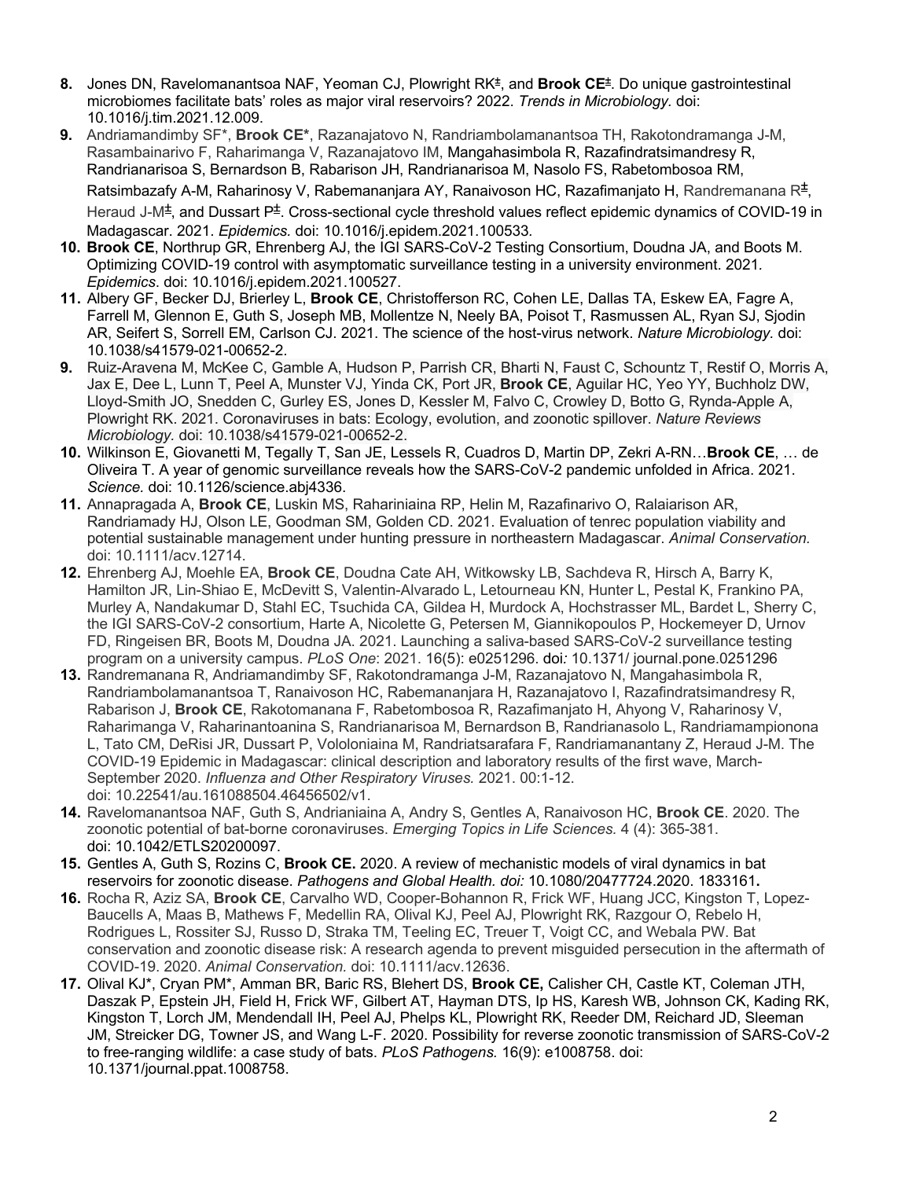8. Jones DN, Ravelomanantsoa NAF, Yeoman CJ, Plowright RK±, and **Brook CE**±. Do unique gastrointestinal microbiomes facilitate bats' roles as major viral reservoirs? 2022. *Trends in Microbiology.* doi: 10.1016/j.tim.2021.12.009.
9. Andriamandimby SF*, **Brook CE***, Razanajatovo N, Randriambolamanantsoa TH, Rakotondramanga J-M, Rasambainarivo F, Raharimanga V, Razanajatovo IM, Mangahasimbola R, Razafindratsimandresy R, Randrianarisoa S, Bernardson B, Rabarison JH, Randrianarisoa M, Nasolo FS, Rabetombosoa RM, Ratsimbazafy A-M, Raharinosy V, Rabemananjara AY, Ranaivoson HC, Razafimanjato H, Randremanana R±, Heraud J-M±, and Dussart P±. Cross-sectional cycle threshold values reflect epidemic dynamics of COVID-19 in Madagascar. 2021. *Epidemics.* doi: 10.1016/j.epidem.2021.100533.
10. **Brook CE**, Northrup GR, Ehrenberg AJ, the IGI SARS-CoV-2 Testing Consortium, Doudna JA, and Boots M. Optimizing COVID-19 control with asymptomatic surveillance testing in a university environment. 2021. *Epidemics*. doi: 10.1016/j.epidem.2021.100527.
11. Albery GF, Becker DJ, Brierley L, **Brook CE**, Christofferson RC, Cohen LE, Dallas TA, Eskew EA, Fagre A, Farrell M, Glennon E, Guth S, Joseph MB, Mollentze N, Neely BA, Poisot T, Rasmussen AL, Ryan SJ, Sjodin AR, Seifert S, Sorrell EM, Carlson CJ. 2021. The science of the host-virus network. *Nature Microbiology.* doi: 10.1038/s41579-021-00652-2.
9. Ruiz-Aravena M, McKee C, Gamble A, Hudson P, Parrish CR, Bharti N, Faust C, Schountz T, Restif O, Morris A, Jax E, Dee L, Lunn T, Peel A, Munster VJ, Yinda CK, Port JR, **Brook CE**, Aguilar HC, Yeo YY, Buchholz DW, Lloyd-Smith JO, Snedden C, Gurley ES, Jones D, Kessler M, Falvo C, Crowley D, Botto G, Rynda-Apple A, Plowright RK. 2021. Coronaviruses in bats: Ecology, evolution, and zoonotic spillover. *Nature Reviews Microbiology.* doi: 10.1038/s41579-021-00652-2.
10. Wilkinson E, Giovanetti M, Tegally T, San JE, Lessels R, Cuadros D, Martin DP, Zekri A-RN…**Brook CE**, … de Oliveira T. A year of genomic surveillance reveals how the SARS-CoV-2 pandemic unfolded in Africa. 2021. *Science.* doi: 10.1126/science.abj4336.
11. Annapragada A, **Brook CE**, Luskin MS, Rahariniaina RP, Helin M, Razafinarivo O, Ralaiarison AR, Randriamady HJ, Olson LE, Goodman SM, Golden CD. 2021. Evaluation of tenrec population viability and potential sustainable management under hunting pressure in northeastern Madagascar. *Animal Conservation.* doi: 10.1111/acv.12714.
12. Ehrenberg AJ, Moehle EA, **Brook CE**, Doudna Cate AH, Witkowsky LB, Sachdeva R, Hirsch A, Barry K, Hamilton JR, Lin-Shiao E, McDevitt S, Valentin-Alvarado L, Letourneau KN, Hunter L, Pestal K, Frankino PA, Murley A, Nandakumar D, Stahl EC, Tsuchida CA, Gildea H, Murdock A, Hochstrasser ML, Bardet L, Sherry C, the IGI SARS-CoV-2 consortium, Harte A, Nicolette G, Petersen M, Giannikopoulos P, Hockemeyer D, Urnov FD, Ringeisen BR, Boots M, Doudna JA. 2021. Launching a saliva-based SARS-CoV-2 surveillance testing program on a university campus. *PLoS One*: 2021. 16(5): e0251296. doi*:* 10.1371/ journal.pone.0251296
13. Randremanana R, Andriamandimby SF, Rakotondramanga J-M, Razanajatovo N, Mangahasimbola R, Randriambolamanantsoa T, Ranaivoson HC, Rabemananjara H, Razanajatovo I, Razafindratsimandresy R, Rabarison J, **Brook CE**, Rakotomanana F, Rabetombosoa R, Razafimanjato H, Ahyong V, Raharinosy V, Raharimanga V, Raharinantoanina S, Randrianarisoa M, Bernardson B, Randrianasolo L, Randriamampionona L, Tato CM, DeRisi JR, Dussart P, Vololoniaina M, Randriatsarafara F, Randriamanantany Z, Heraud J-M. The COVID-19 Epidemic in Madagascar: clinical description and laboratory results of the first wave, March-September 2020. *Influenza and Other Respiratory Viruses.* 2021. 00:1-12. doi: 10.22541/au.161088504.46456502/v1.
14. Ravelomanantsoa NAF, Guth S, Andrianiaina A, Andry S, Gentles A, Ranaivoson HC, **Brook CE**. 2020. The zoonotic potential of bat-borne coronaviruses. *Emerging Topics in Life Sciences.* 4 (4): 365-381. doi: 10.1042/ETLS20200097.
15. Gentles A, Guth S, Rozins C, **Brook CE.** 2020. A review of mechanistic models of viral dynamics in bat reservoirs for zoonotic disease. *Pathogens and Global Health. doi:* 10.1080/20477724.2020. 1833161**.**
16. Rocha R, Aziz SA, **Brook CE**, Carvalho WD, Cooper-Bohannon R, Frick WF, Huang JCC, Kingston T, Lopez-Baucells A, Maas B, Mathews F, Medellin RA, Olival KJ, Peel AJ, Plowright RK, Razgour O, Rebelo H, Rodrigues L, Rossiter SJ, Russo D, Straka TM, Teeling EC, Treuer T, Voigt CC, and Webala PW. Bat conservation and zoonotic disease risk: A research agenda to prevent misguided persecution in the aftermath of COVID-19. 2020. *Animal Conservation.* doi: 10.1111/acv.12636.
17. Olival KJ*, Cryan PM*, Amman BR, Baric RS, Blehert DS, **Brook CE,** Calisher CH, Castle KT, Coleman JTH, Daszak P, Epstein JH, Field H, Frick WF, Gilbert AT, Hayman DTS, Ip HS, Karesh WB, Johnson CK, Kading RK, Kingston T, Lorch JM, Mendendall IH, Peel AJ, Phelps KL, Plowright RK, Reeder DM, Reichard JD, Sleeman JM, Streicker DG, Towner JS, and Wang L-F. 2020. Possibility for reverse zoonotic transmission of SARS-CoV-2 to free-ranging wildlife: a case study of bats. *PLoS Pathogens.* 16(9): e1008758. doi: 10.1371/journal.ppat.1008758.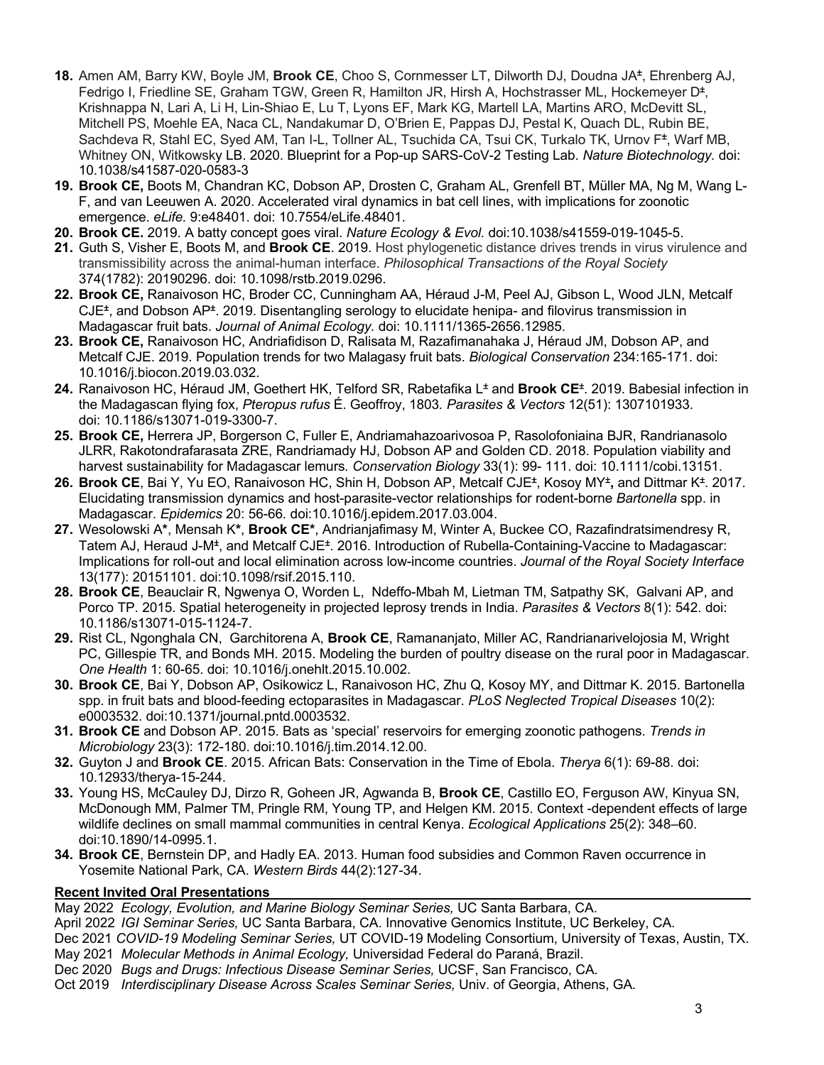18. Amen AM, Barry KW, Boyle JM, **Brook CE**, Choo S, Cornmesser LT, Dilworth DJ, Doudna JA±, Ehrenberg AJ, Fedrigo I, Friedline SE, Graham TGW, Green R, Hamilton JR, Hirsh A, Hochstrasser ML, Hockemeyer D±, Krishnappa N, Lari A, Li H, Lin-Shiao E, Lu T, Lyons EF, Mark KG, Martell LA, Martins ARO, McDevitt SL, Mitchell PS, Moehle EA, Naca CL, Nandakumar D, O'Brien E, Pappas DJ, Pestal K, Quach DL, Rubin BE, Sachdeva R, Stahl EC, Syed AM, Tan I-L, Tollner AL, Tsuchida CA, Tsui CK, Turkalo TK, Urnov F±, Warf MB, Whitney ON, Witkowsky LB. 2020. Blueprint for a Pop-up SARS-CoV-2 Testing Lab. *Nature Biotechnology.* doi: 10.1038/s41587-020-0583-3
19. **Brook CE,** Boots M, Chandran KC, Dobson AP, Drosten C, Graham AL, Grenfell BT, Müller MA, Ng M, Wang L-F, and van Leeuwen A. 2020. Accelerated viral dynamics in bat cell lines, with implications for zoonotic emergence. *eLife.* 9:e48401. doi: 10.7554/eLife.48401.
20. **Brook CE.** 2019. A batty concept goes viral. *Nature Ecology & Evol.* doi:10.1038/s41559-019-1045-5.
21. Guth S, Visher E, Boots M, and **Brook CE**. 2019. Host phylogenetic distance drives trends in virus virulence and transmissibility across the animal-human interface. *Philosophical Transactions of the Royal Society* 374(1782): 20190296. doi: 10.1098/rstb.2019.0296.
22. **Brook CE,** Ranaivoson HC, Broder CC, Cunningham AA, Héraud J-M, Peel AJ, Gibson L, Wood JLN, Metcalf CJE±, and Dobson AP±. 2019. Disentangling serology to elucidate henipa- and filovirus transmission in Madagascar fruit bats. *Journal of Animal Ecology.* doi: 10.1111/1365-2656.12985.
23. **Brook CE,** Ranaivoson HC, Andriafidison D, Ralisata M, Razafimanahaka J, Héraud JM, Dobson AP, and Metcalf CJE. 2019. Population trends for two Malagasy fruit bats. *Biological Conservation* 234:165-171. doi: 10.1016/j.biocon.2019.03.032.
24. Ranaivoson HC, Héraud JM, Goethert HK, Telford SR, Rabetafika L± and **Brook CE**±. 2019. Babesial infection in the Madagascan flying fox, *Pteropus rufus* É. Geoffroy, 1803*. Parasites & Vectors* 12(51): 1307101933. doi: 10.1186/s13071-019-3300-7.
25. **Brook CE,** Herrera JP, Borgerson C, Fuller E, Andriamahazoarivosoa P, Rasolofoniaina BJR, Randrianasolo JLRR, Rakotondrafarasata ZRE, Randriamady HJ, Dobson AP and Golden CD. 2018. Population viability and harvest sustainability for Madagascar lemurs*. Conservation Biology* 33(1): 99- 111. doi: 10.1111/cobi.13151.
26. **Brook CE**, Bai Y, Yu EO, Ranaivoson HC, Shin H, Dobson AP, Metcalf CJE±, Kosoy MY±**,** and Dittmar K±. 2017. Elucidating transmission dynamics and host-parasite-vector relationships for rodent-borne *Bartonella* spp. in Madagascar. *Epidemics* 20: 56-66*.* doi:10.1016/j.epidem.2017.03.004.
27. Wesolowski A*, Mensah K*, **Brook CE***, Andrianjafimasy M, Winter A, Buckee CO, Razafindratsimendresy R, Tatem AJ, Heraud J-M±, and Metcalf CJE±. 2016. Introduction of Rubella-Containing-Vaccine to Madagascar: Implications for roll-out and local elimination across low-income countries. *Journal of the Royal Society Interface* 13(177): 20151101. doi:10.1098/rsif.2015.110.
28. **Brook CE**, Beauclair R, Ngwenya O, Worden L, Ndeffo-Mbah M, Lietman TM, Satpathy SK, Galvani AP, and Porco TP. 2015. Spatial heterogeneity in projected leprosy trends in India. *Parasites & Vectors* 8(1): 542. doi: 10.1186/s13071-015-1124-7.
29. Rist CL, Ngonghala CN, Garchitorena A, **Brook CE**, Ramananjato, Miller AC, Randrianarivelojosia M, Wright PC, Gillespie TR, and Bonds MH. 2015. Modeling the burden of poultry disease on the rural poor in Madagascar. *One Health* 1: 60-65. doi: 10.1016/j.onehlt.2015.10.002.
30. **Brook CE**, Bai Y, Dobson AP, Osikowicz L, Ranaivoson HC, Zhu Q, Kosoy MY, and Dittmar K. 2015. Bartonella spp. in fruit bats and blood-feeding ectoparasites in Madagascar. *PLoS Neglected Tropical Diseases* 10(2): e0003532. doi:10.1371/journal.pntd.0003532.
31. **Brook CE** and Dobson AP. 2015. Bats as 'special' reservoirs for emerging zoonotic pathogens. *Trends in Microbiology* 23(3): 172-180. doi:10.1016/j.tim.2014.12.00.
32. Guyton J and **Brook CE**. 2015. African Bats: Conservation in the Time of Ebola. *Therya* 6(1): 69-88. doi: 10.12933/therya-15-244.
33. Young HS, McCauley DJ, Dirzo R, Goheen JR, Agwanda B, **Brook CE**, Castillo EO, Ferguson AW, Kinyua SN, McDonough MM, Palmer TM, Pringle RM, Young TP, and Helgen KM. 2015. Context -dependent effects of large wildlife declines on small mammal communities in central Kenya. *Ecological Applications* 25(2): 348–60. doi:10.1890/14-0995.1.
34. **Brook CE**, Bernstein DP, and Hadly EA. 2013. Human food subsidies and Common Raven occurrence in Yosemite National Park, CA. *Western Birds* 44(2):127-34.

## Recent Invited Oral Presentations

May 2022 *Ecology, Evolution, and Marine Biology Seminar Series,* UC Santa Barbara, CA.
April 2022 *IGI Seminar Series,* UC Santa Barbara, CA. Innovative Genomics Institute, UC Berkeley, CA.
Dec 2021 *COVID-19 Modeling Seminar Series,* UT COVID-19 Modeling Consortium, University of Texas, Austin, TX.
May 2021 *Molecular Methods in Animal Ecology,* Universidad Federal do Paraná, Brazil.
Dec 2020 *Bugs and Drugs: Infectious Disease Seminar Series,* UCSF, San Francisco, CA.
Oct 2019 *Interdisciplinary Disease Across Scales Seminar Series,* Univ. of Georgia, Athens, GA.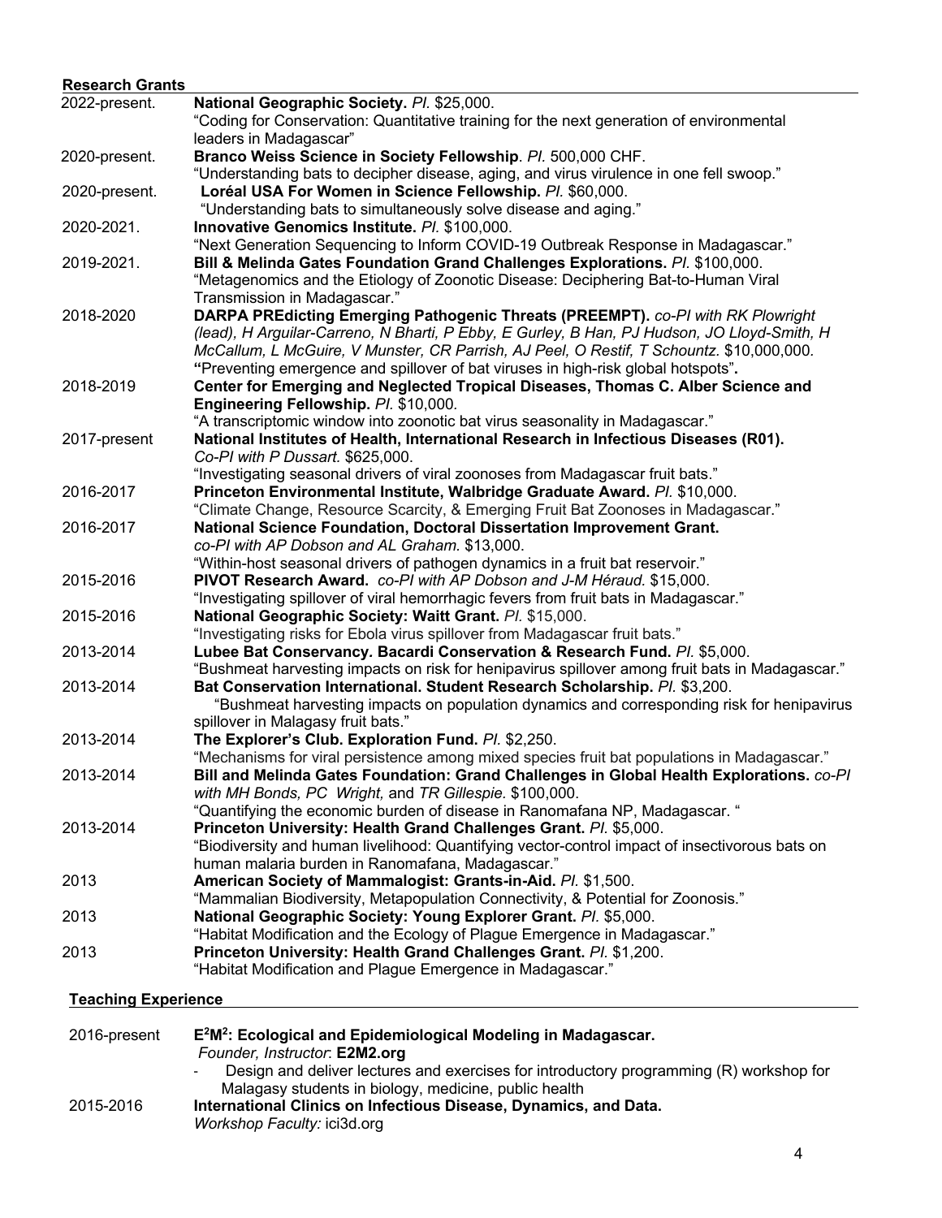## Research Grants

2022-present. **National Geographic Society.** *PI.* $25,000.
"Coding for Conservation: Quantitative training for the next generation of environmental leaders in Madagascar"

2020-present. **Branco Weiss Science in Society Fellowship**. *PI.* 500,000 CHF.
"Understanding bats to decipher disease, aging, and virus virulence in one fell swoop."

2020-present. **Loréal USA For Women in Science Fellowship.** *PI.* $60,000.
"Understanding bats to simultaneously solve disease and aging."

2020-2021. **Innovative Genomics Institute.** *PI.* $100,000.
"Next Generation Sequencing to Inform COVID-19 Outbreak Response in Madagascar."

2019-2021. **Bill & Melinda Gates Foundation Grand Challenges Explorations.** *PI.* $100,000.
"Metagenomics and the Etiology of Zoonotic Disease: Deciphering Bat-to-Human Viral Transmission in Madagascar."

2018-2020 **DARPA PREdicting Emerging Pathogenic Threats (PREEMPT).** *co-PI with RK Plowright (lead), H Arguilar-Carreno, N Bharti, P Ebby, E Gurley, B Han, PJ Hudson, JO Lloyd-Smith, H McCallum, L McGuire, V Munster, CR Parrish, AJ Peel, O Restif, T Schountz.* $10,000,000.
**"**Preventing emergence and spillover of bat viruses in high-risk global hotspots"**.**

2018-2019 **Center for Emerging and Neglected Tropical Diseases, Thomas C. Alber Science and Engineering Fellowship.** *PI.* $10,000.
"A transcriptomic window into zoonotic bat virus seasonality in Madagascar."

2017-present **National Institutes of Health, International Research in Infectious Diseases (R01).** *Co-PI with P Dussart.* $625,000.
"Investigating seasonal drivers of viral zoonoses from Madagascar fruit bats."

2016-2017 **Princeton Environmental Institute, Walbridge Graduate Award.** *PI.* $10,000.
"Climate Change, Resource Scarcity, & Emerging Fruit Bat Zoonoses in Madagascar."

2016-2017 **National Science Foundation, Doctoral Dissertation Improvement Grant.** *co-PI with AP Dobson and AL Graham.* $13,000.
"Within-host seasonal drivers of pathogen dynamics in a fruit bat reservoir."

2015-2016 **PIVOT Research Award.** *co-PI with AP Dobson and J-M Héraud.* $15,000.
"Investigating spillover of viral hemorrhagic fevers from fruit bats in Madagascar."

2015-2016 **National Geographic Society: Waitt Grant.** *PI.* $15,000.
"Investigating risks for Ebola virus spillover from Madagascar fruit bats."

2013-2014 **Lubee Bat Conservancy. Bacardi Conservation & Research Fund.** *PI.* $5,000.
"Bushmeat harvesting impacts on risk for henipavirus spillover among fruit bats in Madagascar."

2013-2014 **Bat Conservation International. Student Research Scholarship.** *PI.* $3,200.
"Bushmeat harvesting impacts on population dynamics and corresponding risk for henipavirus spillover in Malagasy fruit bats."

2013-2014 **The Explorer's Club. Exploration Fund.** *PI.* $2,250.
"Mechanisms for viral persistence among mixed species fruit bat populations in Madagascar."

2013-2014 **Bill and Melinda Gates Foundation: Grand Challenges in Global Health Explorations.** *co-PI with MH Bonds, PC Wright,* and *TR Gillespie.* $100,000.
"Quantifying the economic burden of disease in Ranomafana NP, Madagascar. "

2013-2014 **Princeton University: Health Grand Challenges Grant.** *PI.* $5,000.
"Biodiversity and human livelihood: Quantifying vector-control impact of insectivorous bats on human malaria burden in Ranomafana, Madagascar."

2013 **American Society of Mammalogist: Grants-in-Aid.** *PI.* $1,500.
"Mammalian Biodiversity, Metapopulation Connectivity, & Potential for Zoonosis."

2013 **National Geographic Society: Young Explorer Grant.** *PI.* $5,000.
"Habitat Modification and the Ecology of Plague Emergence in Madagascar."

2013 **Princeton University: Health Grand Challenges Grant.** *PI.* $1,200.
"Habitat Modification and Plague Emergence in Madagascar."

## Teaching Experience

2016-present **$E^2M^2$: Ecological and Epidemiological Modeling in Madagascar.**
*Founder, Instructor*: **E2M2.org**

- Design and deliver lectures and exercises for introductory programming (R) workshop for Malagasy students in biology, medicine, public health

2015-2016 **International Clinics on Infectious Disease, Dynamics, and Data.**
*Workshop Faculty:* ici3d.org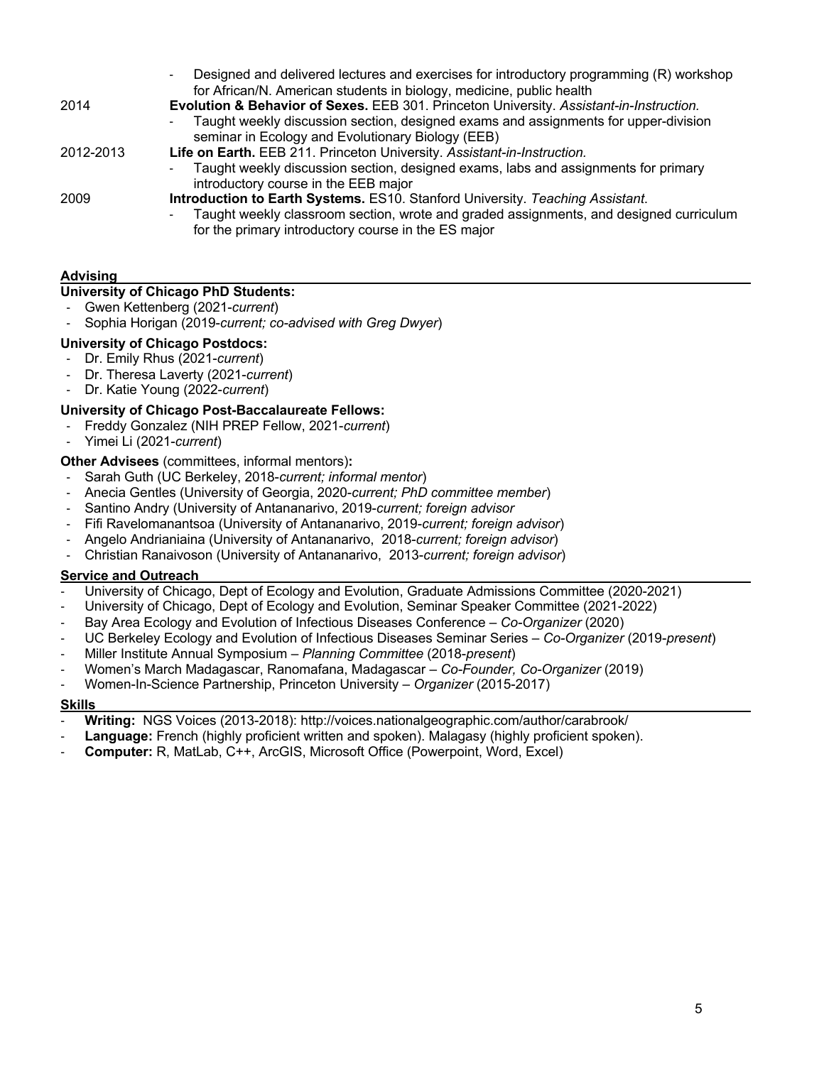- Designed and delivered lectures and exercises for introductory programming (R) workshop for African/N. American students in biology, medicine, public health

2014 **Evolution & Behavior of Sexes.** EEB 301. Princeton University. *Assistant-in-Instruction.*
- Taught weekly discussion section, designed exams and assignments for upper-division seminar in Ecology and Evolutionary Biology (EEB)

2012-2013 **Life on Earth.** EEB 211. Princeton University. *Assistant-in-Instruction.*
- Taught weekly discussion section, designed exams, labs and assignments for primary introductory course in the EEB major

2009 **Introduction to Earth Systems.** ES10. Stanford University. *Teaching Assistant*.
- Taught weekly classroom section, wrote and graded assignments, and designed curriculum for the primary introductory course in the ES major

## Advising

**University of Chicago PhD Students:**
- Gwen Kettenberg (2021-*current*)
- Sophia Horigan (2019-*current; co-advised with Greg Dwyer*)

**University of Chicago Postdocs:**
- Dr. Emily Rhus (2021-*current*)
- Dr. Theresa Laverty (2021-*current*)
- Dr. Katie Young (2022-*current*)

**University of Chicago Post-Baccalaureate Fellows:**
- Freddy Gonzalez (NIH PREP Fellow, 2021-*current*)
- Yimei Li (2021-*current*)

**Other Advisees** (committees, informal mentors)**:**
- Sarah Guth (UC Berkeley, 2018-*current; informal mentor*)
- Anecia Gentles (University of Georgia, 2020-*current; PhD committee member*)
- Santino Andry (University of Antananarivo, 2019-*current; foreign advisor*
- Fifi Ravelomanantsoa (University of Antananarivo, 2019-*current; foreign advisor*)
- Angelo Andrianiaina (University of Antananarivo, 2018-*current; foreign advisor*)
- Christian Ranaivoson (University of Antananarivo, 2013-*current; foreign advisor*)

## Service and Outreach

- University of Chicago, Dept of Ecology and Evolution, Graduate Admissions Committee (2020-2021)
- University of Chicago, Dept of Ecology and Evolution, Seminar Speaker Committee (2021-2022)
- Bay Area Ecology and Evolution of Infectious Diseases Conference – *Co-Organizer* (2020)
- UC Berkeley Ecology and Evolution of Infectious Diseases Seminar Series – *Co-Organizer* (2019-*present*)
- Miller Institute Annual Symposium – *Planning Committee* (2018-*present*)
- Women's March Madagascar, Ranomafana, Madagascar – *Co-Founder, Co-Organizer* (2019)
- Women-In-Science Partnership, Princeton University – *Organizer* (2015-2017)

## Skills

- **Writing:** NGS Voices (2013-2018): http://voices.nationalgeographic.com/author/carabrook/
- **Language:** French (highly proficient written and spoken). Malagasy (highly proficient spoken).
- **Computer:** R, MatLab, C++, ArcGIS, Microsoft Office (Powerpoint, Word, Excel)